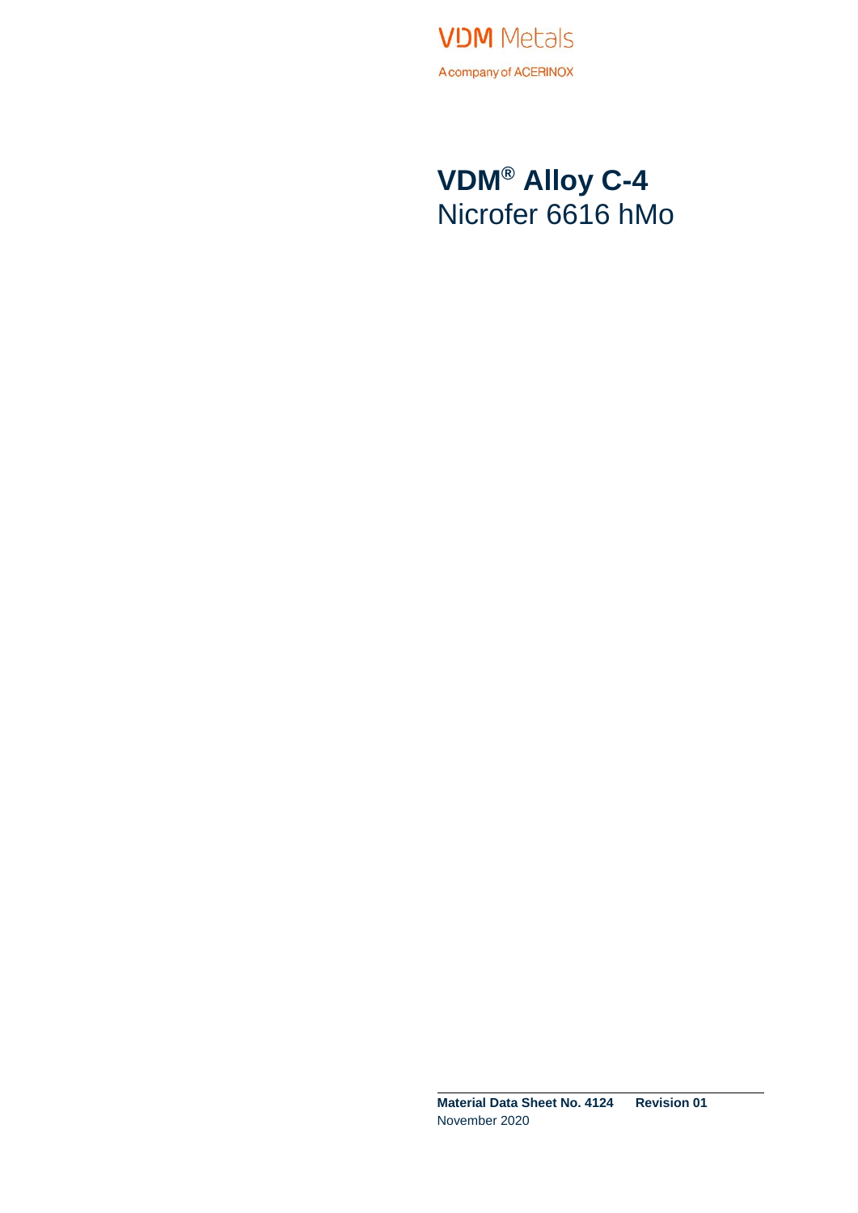VDM Metals

A company of ACERINOX

# VDM® Alloy C-4
Nicrofer 6616 hMo

**Material Data Sheet No. 4124 Revision 01**
November 2020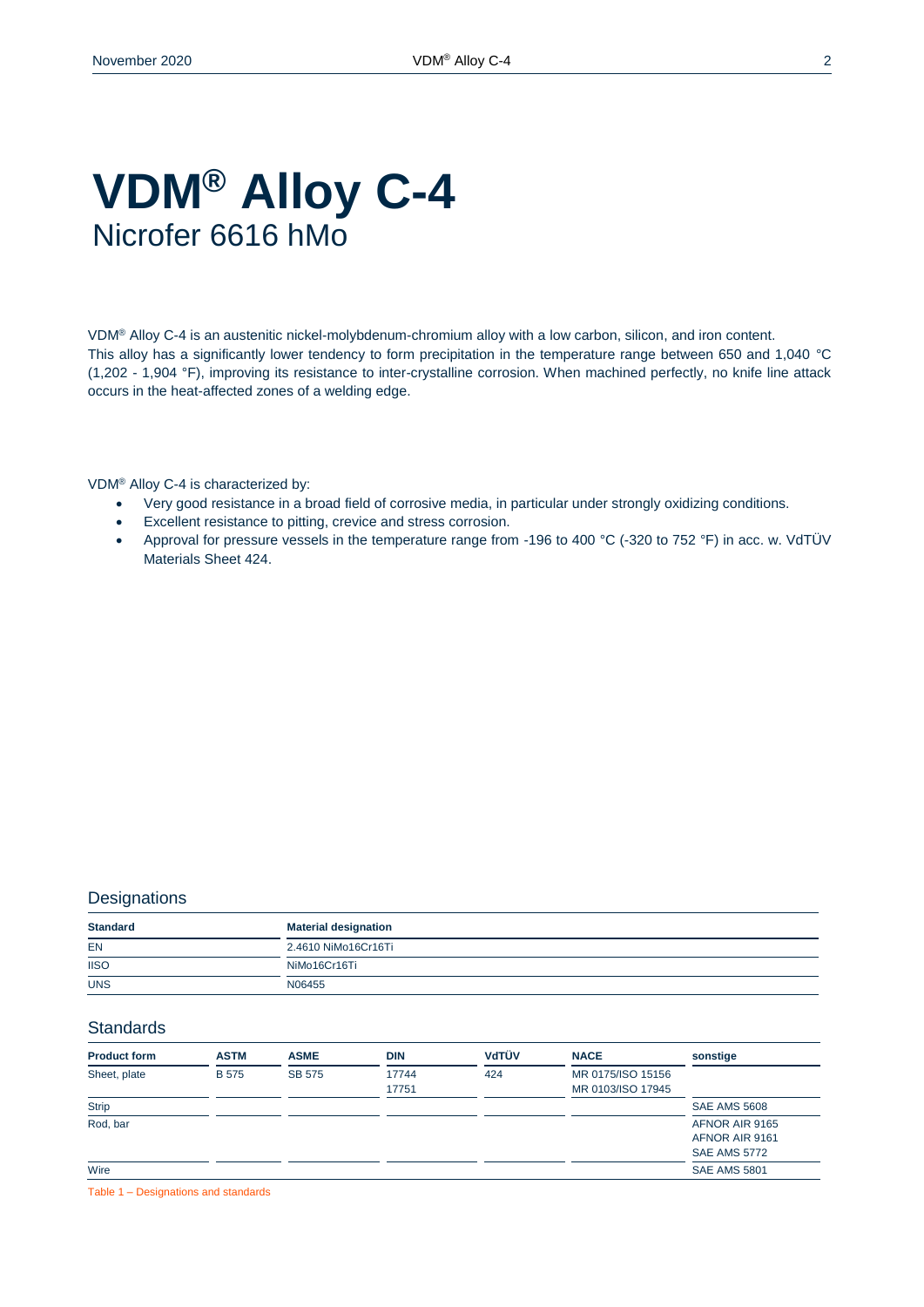# VDM® Alloy C-4

Nicrofer 6616 hMo

VDM® Alloy C-4 is an austenitic nickel-molybdenum-chromium alloy with a low carbon, silicon, and iron content. This alloy has a significantly lower tendency to form precipitation in the temperature range between 650 and 1,040 °C (1,202 - 1,904 °F), improving its resistance to inter-crystalline corrosion. When machined perfectly, no knife line attack occurs in the heat-affected zones of a welding edge.

VDM® Alloy C-4 is characterized by:

- Very good resistance in a broad field of corrosive media, in particular under strongly oxidizing conditions.
- Excellent resistance to pitting, crevice and stress corrosion.
- Approval for pressure vessels in the temperature range from -196 to 400 °C (-320 to 752 °F) in acc. w. VdTÜV Materials Sheet 424.

## Designations

| Standard | Material designation |
| --- | --- |
| EN | 2.4610 NiMo16Cr16Ti |
| IISO | NiMo16Cr16Ti |
| UNS | N06455 |

## Standards

| Product form | ASTM | ASME | DIN | VdTÜV | NACE | sonstige |
| --- | --- | --- | --- | --- | --- | --- |
| Sheet, plate | B 575 | SB 575 | 17744<br>17751 | 424 | MR 0175/ISO 15156<br>MR 0103/ISO 17945 | |
| Strip | | | | | | SAE AMS 5608 |
| Rod, bar | | | | | | AFNOR AIR 9165<br>AFNOR AIR 9161<br>SAE AMS 5772 |
| Wire | | | | | | SAE AMS 5801 |

Table 1 – Designations and standards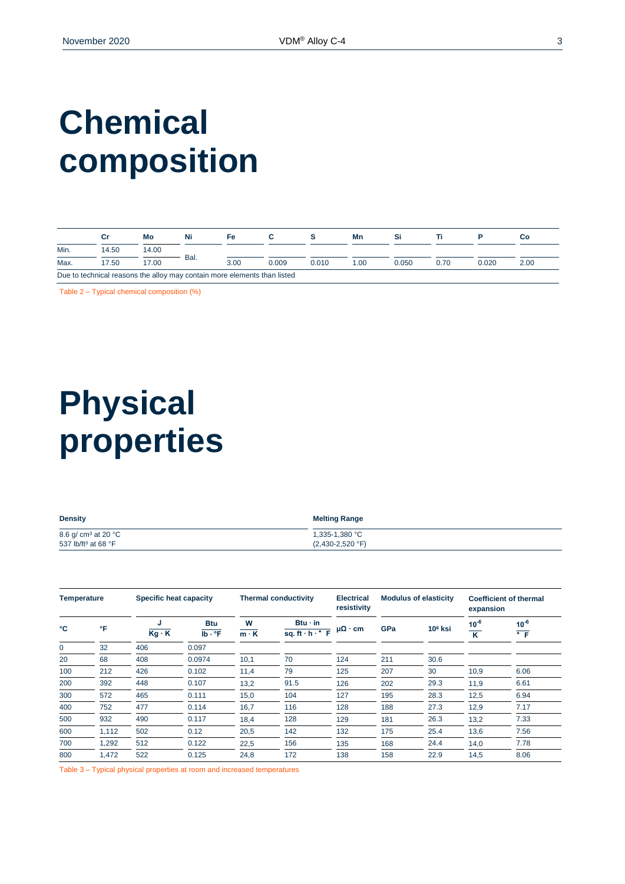# Chemical composition

| | Cr | Mo | Ni | Fe | C | S | Mn | Si | Ti | P | Co |
|---|---|---|---|---|---|---|---|---|---|---|---|
| Min. | 14.50 | 14.00 | Bal. | | | | | | | | |
| Max. | 17.50 | 17.00 | | 3.00 | 0.009 | 0.010 | 1.00 | 0.050 | 0.70 | 0.020 | 2.00 |

Due to technical reasons the alloy may contain more elements than listed

Table 2 – Typical chemical composition (%)

# Physical properties

| Density | Melting Range |
|---|---|
| 8.6 g/ cm³ at 20 °C<br>537 lb/ft³ at 68 °F | 1,335-1,380 °C<br>(2,430-2,520 °F) |

| Temperature | | Specific heat capacity | | Thermal conductivity | | Electrical resistivity | Modulus of elasticity | | Coefficient of thermal expansion | |
|---|---|---|---|---|---|---|---|---|---|---|
| °C | °F | $\frac{J}{Kg \cdot K}$ | $\frac{Btu}{lb \cdot °F}$ | $\frac{W}{m \cdot K}$ | $\frac{Btu \cdot in}{sq.\ ft \cdot h \cdot °F}$ | μΩ · cm | GPa | $10^6$ ksi | $\frac{10^{-6}}{K}$ | $\frac{10^{-6}}{°F}$ |
| 0 | 32 | 406 | 0.097 | | | | | | | |
| 20 | 68 | 408 | 0.0974 | 10,1 | 70 | 124 | 211 | 30.6 | | |
| 100 | 212 | 426 | 0.102 | 11,4 | 79 | 125 | 207 | 30 | 10,9 | 6.06 |
| 200 | 392 | 448 | 0.107 | 13,2 | 91.5 | 126 | 202 | 29.3 | 11,9 | 6.61 |
| 300 | 572 | 465 | 0.111 | 15,0 | 104 | 127 | 195 | 28.3 | 12,5 | 6.94 |
| 400 | 752 | 477 | 0.114 | 16,7 | 116 | 128 | 188 | 27.3 | 12,9 | 7.17 |
| 500 | 932 | 490 | 0.117 | 18,4 | 128 | 129 | 181 | 26.3 | 13,2 | 7.33 |
| 600 | 1,112 | 502 | 0.12 | 20,5 | 142 | 132 | 175 | 25.4 | 13,6 | 7.56 |
| 700 | 1,292 | 512 | 0.122 | 22,5 | 156 | 135 | 168 | 24.4 | 14,0 | 7.78 |
| 800 | 1,472 | 522 | 0.125 | 24,8 | 172 | 138 | 158 | 22.9 | 14,5 | 8.06 |

Table 3 – Typical physical properties at room and increased temperatures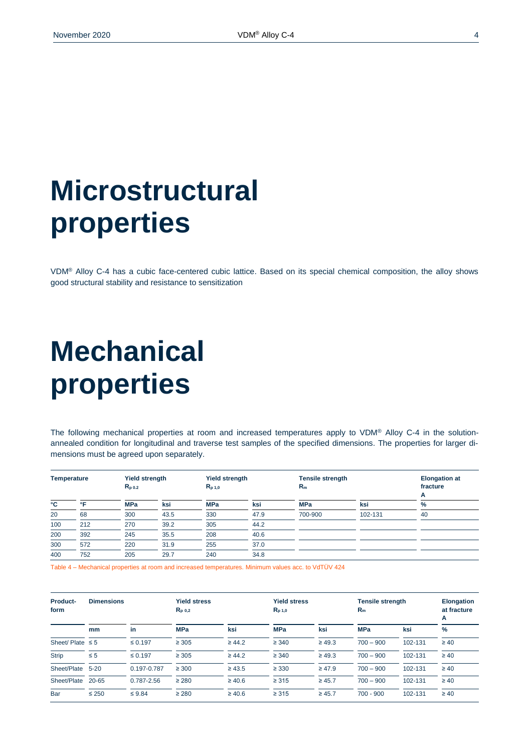# Microstructural properties

VDM® Alloy C-4 has a cubic face-centered cubic lattice. Based on its special chemical composition, the alloy shows good structural stability and resistance to sensitization

# Mechanical properties

The following mechanical properties at room and increased temperatures apply to VDM® Alloy C-4 in the solution-annealed condition for longitudinal and traverse test samples of the specified dimensions. The properties for larger dimensions must be agreed upon separately.

| Temperature | | Yield strength $R_{p\,0.2}$ | | Yield strength $R_{p\,1.0}$ | | Tensile strength $R_m$ | | Elongation at fracture A |
|---|---|---|---|---|---|---|---|---|
| °C | °F | MPa | ksi | MPa | ksi | MPa | ksi | % |
| 20 | 68 | 300 | 43.5 | 330 | 47.9 | 700-900 | 102-131 | 40 |
| 100 | 212 | 270 | 39.2 | 305 | 44.2 | | | |
| 200 | 392 | 245 | 35.5 | 208 | 40.6 | | | |
| 300 | 572 | 220 | 31.9 | 255 | 37.0 | | | |
| 400 | 752 | 205 | 29.7 | 240 | 34.8 | | | |

Table 4 – Mechanical properties at room and increased temperatures. Minimum values acc. to VdTÜV 424

| Product-form | Dimensions | | Yield stress $R_{p\,0.2}$ | | Yield stress $R_{p\,1.0}$ | | Tensile strength $R_m$ | | Elongation at fracture A |
|---|---|---|---|---|---|---|---|---|---|
| | mm | in | MPa | ksi | MPa | ksi | MPa | ksi | % |
| Sheet/ Plate | ≤ 5 | ≤ 0.197 | ≥ 305 | ≥ 44.2 | ≥ 340 | ≥ 49.3 | 700 – 900 | 102-131 | ≥ 40 |
| Strip | ≤ 5 | ≤ 0.197 | ≥ 305 | ≥ 44.2 | ≥ 340 | ≥ 49.3 | 700 – 900 | 102-131 | ≥ 40 |
| Sheet/Plate | 5-20 | 0.197-0.787 | ≥ 300 | ≥ 43.5 | ≥ 330 | ≥ 47.9 | 700 – 900 | 102-131 | ≥ 40 |
| Sheet/Plate | 20-65 | 0.787-2.56 | ≥ 280 | ≥ 40.6 | ≥ 315 | ≥ 45.7 | 700 – 900 | 102-131 | ≥ 40 |
| Bar | ≤ 250 | ≤ 9.84 | ≥ 280 | ≥ 40.6 | ≥ 315 | ≥ 45.7 | 700 - 900 | 102-131 | ≥ 40 |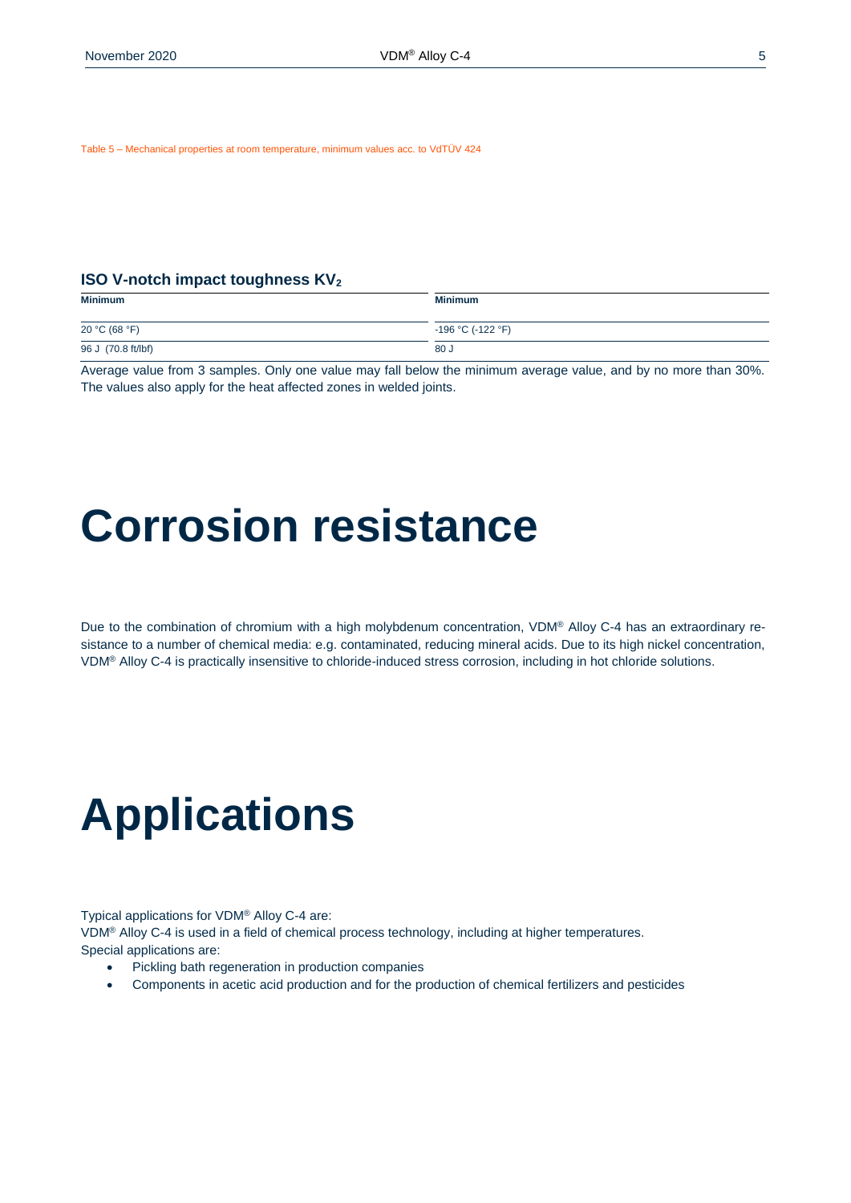Table 5 – Mechanical properties at room temperature, minimum values acc. to VdTÜV 424

### ISO V-notch impact toughness $KV_2$

| Minimum | Minimum |
| --- | --- |
| 20 °C (68 °F) | -196 °C (-122 °F) |
| 96 J (70.8 ft/lbf) | 80 J |

Average value from 3 samples. Only one value may fall below the minimum average value, and by no more than 30%. The values also apply for the heat affected zones in welded joints.

# Corrosion resistance

Due to the combination of chromium with a high molybdenum concentration, VDM® Alloy C-4 has an extraordinary resistance to a number of chemical media: e.g. contaminated, reducing mineral acids. Due to its high nickel concentration, VDM® Alloy C-4 is practically insensitive to chloride-induced stress corrosion, including in hot chloride solutions.

# Applications

Typical applications for VDM® Alloy C-4 are:
VDM® Alloy C-4 is used in a field of chemical process technology, including at higher temperatures.
Special applications are:

- Pickling bath regeneration in production companies
- Components in acetic acid production and for the production of chemical fertilizers and pesticides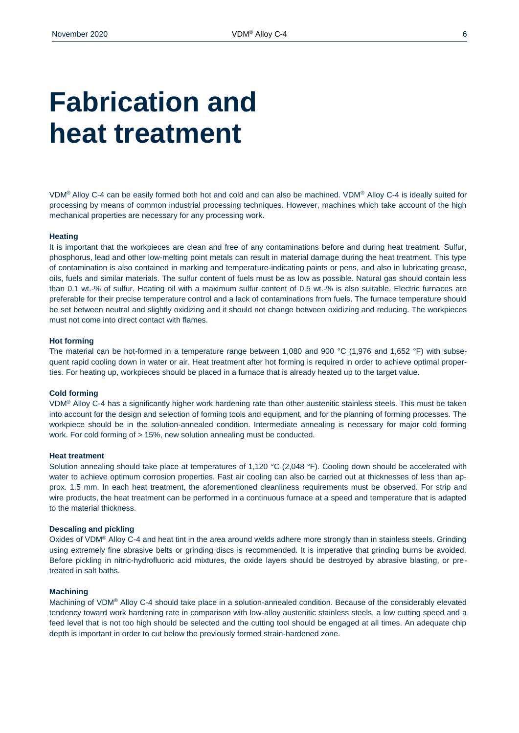# Fabrication and heat treatment

VDM® Alloy C-4 can be easily formed both hot and cold and can also be machined. VDM® Alloy C-4 is ideally suited for processing by means of common industrial processing techniques. However, machines which take account of the high mechanical properties are necessary for any processing work.

### Heating

It is important that the workpieces are clean and free of any contaminations before and during heat treatment. Sulfur, phosphorus, lead and other low-melting point metals can result in material damage during the heat treatment. This type of contamination is also contained in marking and temperature-indicating paints or pens, and also in lubricating grease, oils, fuels and similar materials. The sulfur content of fuels must be as low as possible. Natural gas should contain less than 0.1 wt.-% of sulfur. Heating oil with a maximum sulfur content of 0.5 wt.-% is also suitable. Electric furnaces are preferable for their precise temperature control and a lack of contaminations from fuels. The furnace temperature should be set between neutral and slightly oxidizing and it should not change between oxidizing and reducing. The workpieces must not come into direct contact with flames.

### Hot forming

The material can be hot-formed in a temperature range between 1,080 and 900 °C (1,976 and 1,652 °F) with subsequent rapid cooling down in water or air. Heat treatment after hot forming is required in order to achieve optimal properties. For heating up, workpieces should be placed in a furnace that is already heated up to the target value.

### Cold forming

VDM® Alloy C-4 has a significantly higher work hardening rate than other austenitic stainless steels. This must be taken into account for the design and selection of forming tools and equipment, and for the planning of forming processes. The workpiece should be in the solution-annealed condition. Intermediate annealing is necessary for major cold forming work. For cold forming of > 15%, new solution annealing must be conducted.

### Heat treatment

Solution annealing should take place at temperatures of 1,120 °C (2,048 °F). Cooling down should be accelerated with water to achieve optimum corrosion properties. Fast air cooling can also be carried out at thicknesses of less than approx. 1.5 mm. In each heat treatment, the aforementioned cleanliness requirements must be observed. For strip and wire products, the heat treatment can be performed in a continuous furnace at a speed and temperature that is adapted to the material thickness.

### Descaling and pickling

Oxides of VDM® Alloy C-4 and heat tint in the area around welds adhere more strongly than in stainless steels. Grinding using extremely fine abrasive belts or grinding discs is recommended. It is imperative that grinding burns be avoided. Before pickling in nitric-hydrofluoric acid mixtures, the oxide layers should be destroyed by abrasive blasting, or pretreated in salt baths.

### Machining

Machining of VDM® Alloy C-4 should take place in a solution-annealed condition. Because of the considerably elevated tendency toward work hardening rate in comparison with low-alloy austenitic stainless steels, a low cutting speed and a feed level that is not too high should be selected and the cutting tool should be engaged at all times. An adequate chip depth is important in order to cut below the previously formed strain-hardened zone.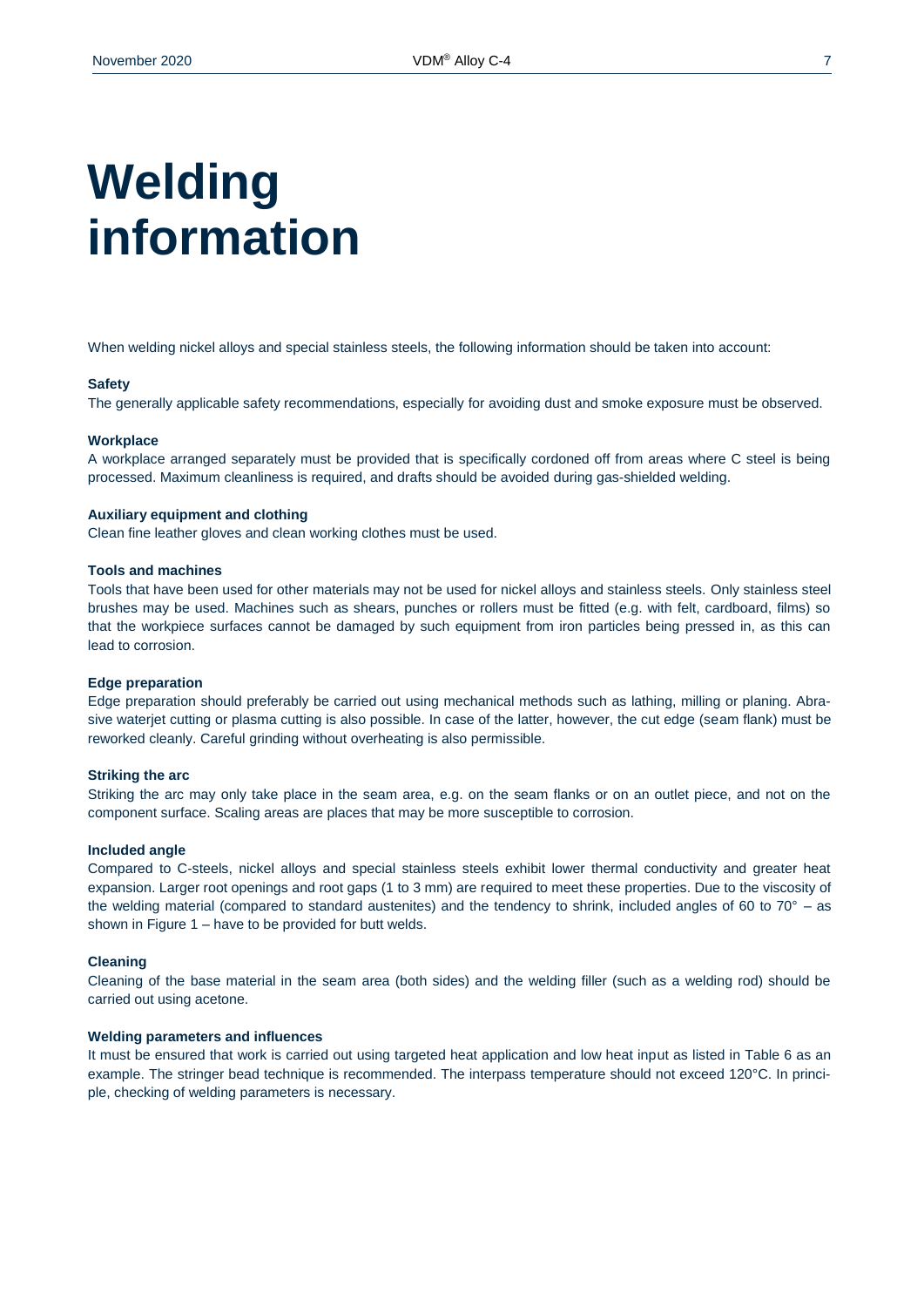# Welding information

When welding nickel alloys and special stainless steels, the following information should be taken into account:

**Safety**

The generally applicable safety recommendations, especially for avoiding dust and smoke exposure must be observed.

**Workplace**

A workplace arranged separately must be provided that is specifically cordoned off from areas where C steel is being processed. Maximum cleanliness is required, and drafts should be avoided during gas-shielded welding.

**Auxiliary equipment and clothing**

Clean fine leather gloves and clean working clothes must be used.

**Tools and machines**

Tools that have been used for other materials may not be used for nickel alloys and stainless steels. Only stainless steel brushes may be used. Machines such as shears, punches or rollers must be fitted (e.g. with felt, cardboard, films) so that the workpiece surfaces cannot be damaged by such equipment from iron particles being pressed in, as this can lead to corrosion.

**Edge preparation**

Edge preparation should preferably be carried out using mechanical methods such as lathing, milling or planing. Abrasive waterjet cutting or plasma cutting is also possible. In case of the latter, however, the cut edge (seam flank) must be reworked cleanly. Careful grinding without overheating is also permissible.

**Striking the arc**

Striking the arc may only take place in the seam area, e.g. on the seam flanks or on an outlet piece, and not on the component surface. Scaling areas are places that may be more susceptible to corrosion.

**Included angle**

Compared to C-steels, nickel alloys and special stainless steels exhibit lower thermal conductivity and greater heat expansion. Larger root openings and root gaps (1 to 3 mm) are required to meet these properties. Due to the viscosity of the welding material (compared to standard austenites) and the tendency to shrink, included angles of 60 to 70° – as shown in Figure 1 – have to be provided for butt welds.

**Cleaning**

Cleaning of the base material in the seam area (both sides) and the welding filler (such as a welding rod) should be carried out using acetone.

**Welding parameters and influences**

It must be ensured that work is carried out using targeted heat application and low heat input as listed in Table 6 as an example. The stringer bead technique is recommended. The interpass temperature should not exceed 120°C. In principle, checking of welding parameters is necessary.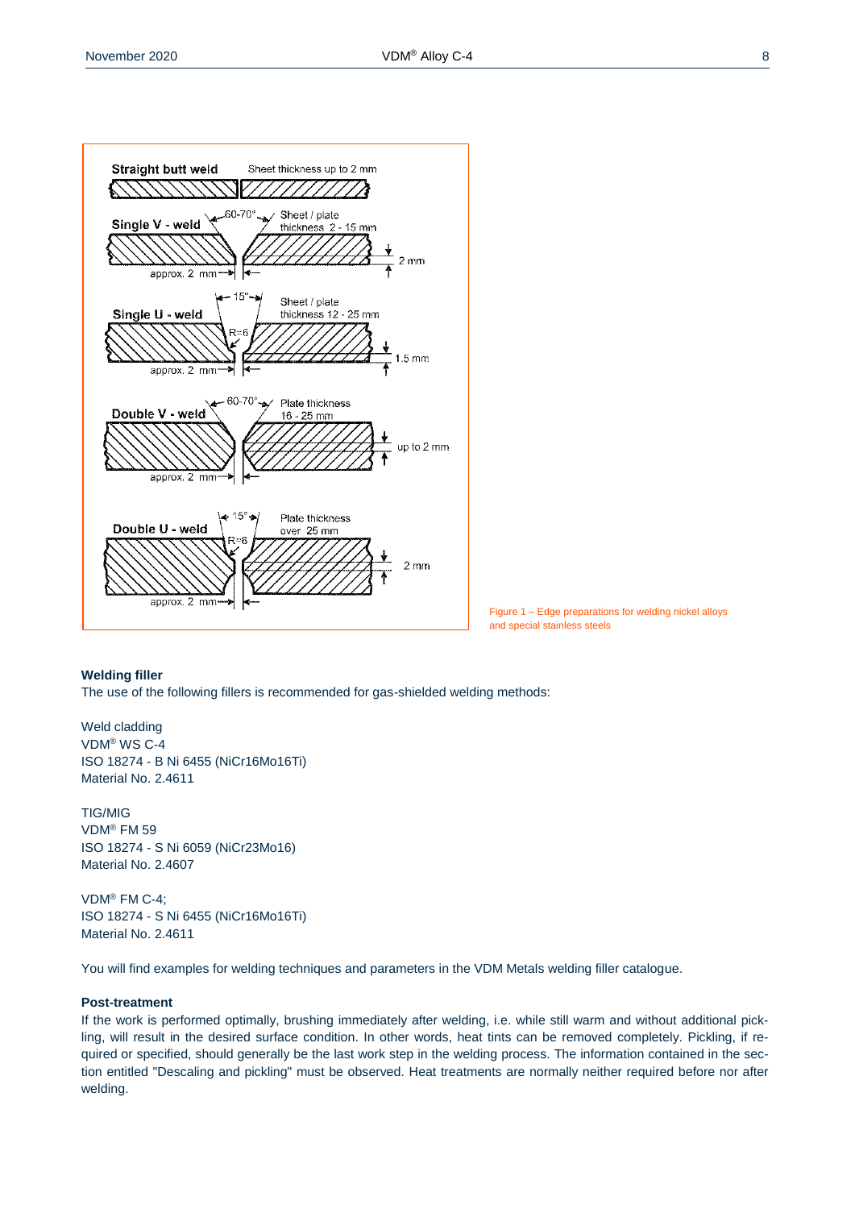Figure 1 – Edge preparations for welding nickel alloys and special stainless steels

**Welding filler**

The use of the following fillers is recommended for gas-shielded welding methods:

Weld cladding
VDM® WS C-4
ISO 18274 - B Ni 6455 (NiCr16Mo16Ti)
Material No. 2.4611

TIG/MIG
VDM® FM 59
ISO 18274 - S Ni 6059 (NiCr23Mo16)
Material No. 2.4607

VDM® FM C-4;
ISO 18274 - S Ni 6455 (NiCr16Mo16Ti)
Material No. 2.4611

You will find examples for welding techniques and parameters in the VDM Metals welding filler catalogue.

**Post-treatment**

If the work is performed optimally, brushing immediately after welding, i.e. while still warm and without additional pickling, will result in the desired surface condition. In other words, heat tints can be removed completely. Pickling, if required or specified, should generally be the last work step in the welding process. The information contained in the section entitled "Descaling and pickling" must be observed. Heat treatments are normally neither required before nor after welding.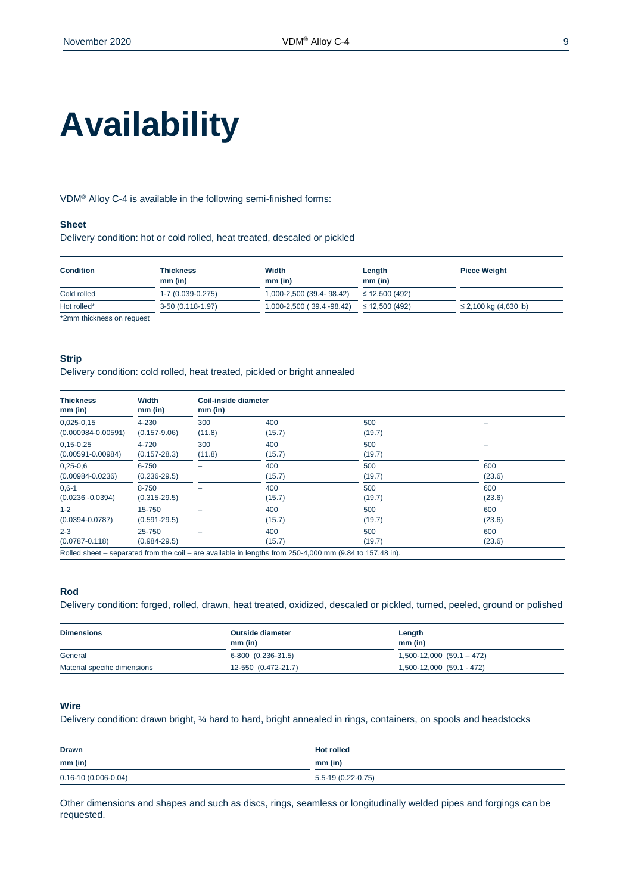# Availability

VDM® Alloy C-4 is available in the following semi-finished forms:

### Sheet

Delivery condition: hot or cold rolled, heat treated, descaled or pickled

| Condition | Thickness mm (in) | Width mm (in) | Length mm (in) | Piece Weight |
|---|---|---|---|---|
| Cold rolled | 1-7 (0.039-0.275) | 1,000-2,500 (39.4- 98.42) | ≤ 12,500 (492) | |
| Hot rolled* | 3-50 (0.118-1.97) | 1,000-2,500 ( 39.4 -98.42) | ≤ 12,500 (492) | ≤ 2,100 kg (4,630 lb) |

*2mm thickness on request

### Strip

Delivery condition: cold rolled, heat treated, pickled or bright annealed

| Thickness mm (in) | Width mm (in) | Coil-inside diameter mm (in) | | | |
|---|---|---|---|---|---|
| 0,025-0,15 (0.000984-0.00591) | 4-230 (0.157-9.06) | 300 (11.8) | 400 (15.7) | 500 (19.7) | – |
| 0,15-0.25 (0.00591-0.00984) | 4-720 (0.157-28.3) | 300 (11.8) | 400 (15.7) | 500 (19.7) | – |
| 0,25-0,6 (0.00984-0.0236) | 6-750 (0.236-29.5) | – | 400 (15.7) | 500 (19.7) | 600 (23.6) |
| 0,6-1 (0.0236 -0.0394) | 8-750 (0.315-29.5) | – | 400 (15.7) | 500 (19.7) | 600 (23.6) |
| 1-2 (0.0394-0.0787) | 15-750 (0.591-29.5) | – | 400 (15.7) | 500 (19.7) | 600 (23.6) |
| 2-3 (0.0787-0.118) | 25-750 (0.984-29.5) | – | 400 (15.7) | 500 (19.7) | 600 (23.6) |

Rolled sheet – separated from the coil – are available in lengths from 250-4,000 mm (9.84 to 157.48 in).

### Rod

Delivery condition: forged, rolled, drawn, heat treated, oxidized, descaled or pickled, turned, peeled, ground or polished

| Dimensions | Outside diameter mm (in) | Length mm (in) |
|---|---|---|
| General | 6-800 (0.236-31.5) | 1,500-12,000 (59.1 – 472) |
| Material specific dimensions | 12-550 (0.472-21.7) | 1,500-12,000 (59.1 - 472) |

### Wire

Delivery condition: drawn bright, ¼ hard to hard, bright annealed in rings, containers, on spools and headstocks

| Drawn mm (in) | Hot rolled mm (in) |
|---|---|
| 0.16-10 (0.006-0.04) | 5.5-19 (0.22-0.75) |

Other dimensions and shapes and such as discs, rings, seamless or longitudinally welded pipes and forgings can be requested.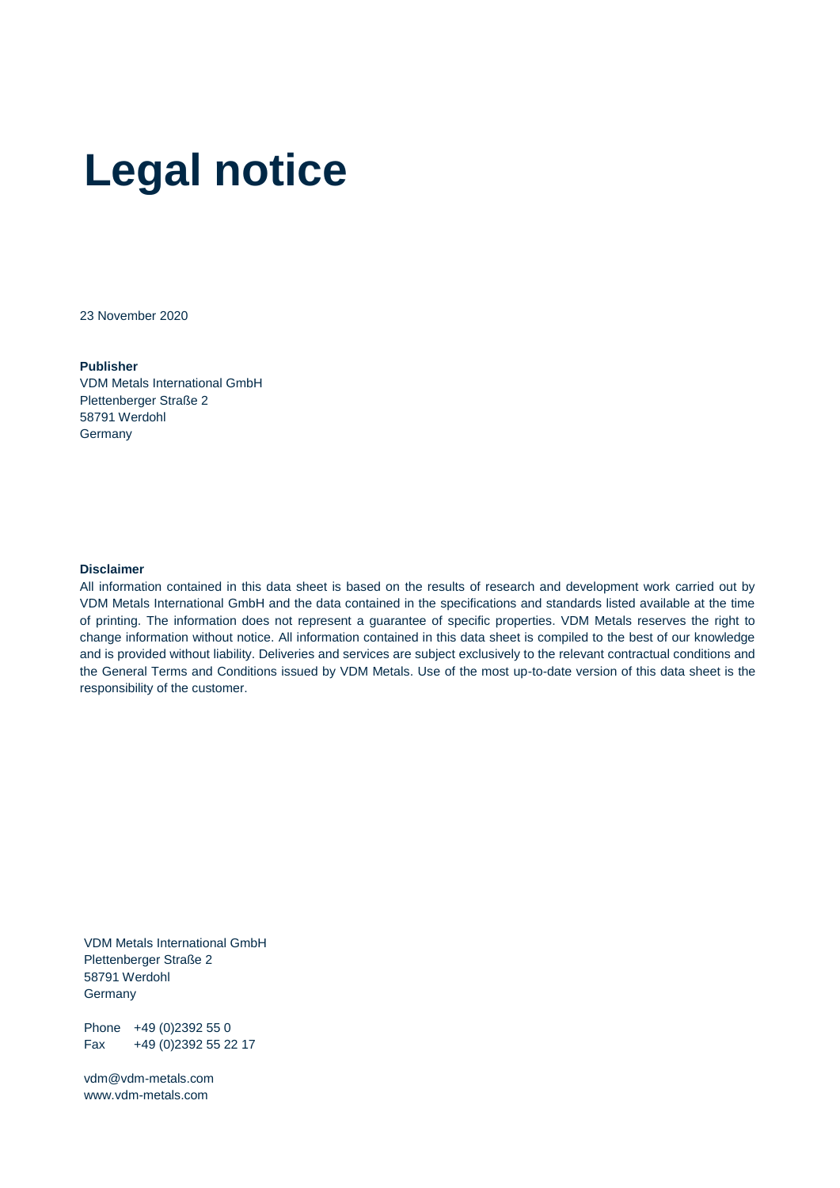# Legal notice

23 November 2020

**Publisher**
VDM Metals International GmbH
Plettenberger Straße 2
58791 Werdohl
Germany

**Disclaimer**
All information contained in this data sheet is based on the results of research and development work carried out by VDM Metals International GmbH and the data contained in the specifications and standards listed available at the time of printing. The information does not represent a guarantee of specific properties. VDM Metals reserves the right to change information without notice. All information contained in this data sheet is compiled to the best of our knowledge and is provided without liability. Deliveries and services are subject exclusively to the relevant contractual conditions and the General Terms and Conditions issued by VDM Metals. Use of the most up-to-date version of this data sheet is the responsibility of the customer.

VDM Metals International GmbH
Plettenberger Straße 2
58791 Werdohl
Germany

Phone +49 (0)2392 55 0
Fax +49 (0)2392 55 22 17

vdm@vdm-metals.com
www.vdm-metals.com